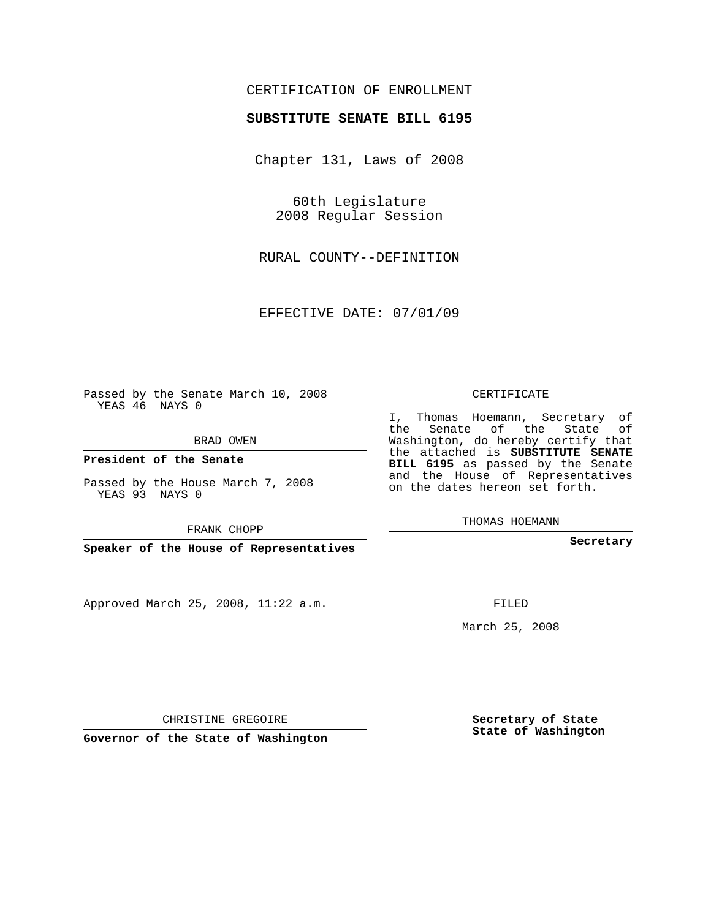CERTIFICATION OF ENROLLMENT

**SUBSTITUTE SENATE BILL 6195**

Chapter 131, Laws of 2008

60th Legislature
2008 Regular Session

RURAL COUNTY--DEFINITION

EFFECTIVE DATE: 07/01/09

Passed by the Senate March 10, 2008
YEAS 46 NAYS 0

BRAD OWEN

**President of the Senate**

Passed by the House March 7, 2008
YEAS 93 NAYS 0

FRANK CHOPP

**Speaker of the House of Representatives**

Approved March 25, 2008, 11:22 a.m.

CHRISTINE GREGOIRE

**Governor of the State of Washington**

CERTIFICATE

I, Thomas Hoemann, Secretary of the Senate of the State of Washington, do hereby certify that the attached is **SUBSTITUTE SENATE BILL 6195** as passed by the Senate and the House of Representatives on the dates hereon set forth.

THOMAS HOEMANN

**Secretary**

FILED

March 25, 2008

**Secretary of State**
**State of Washington**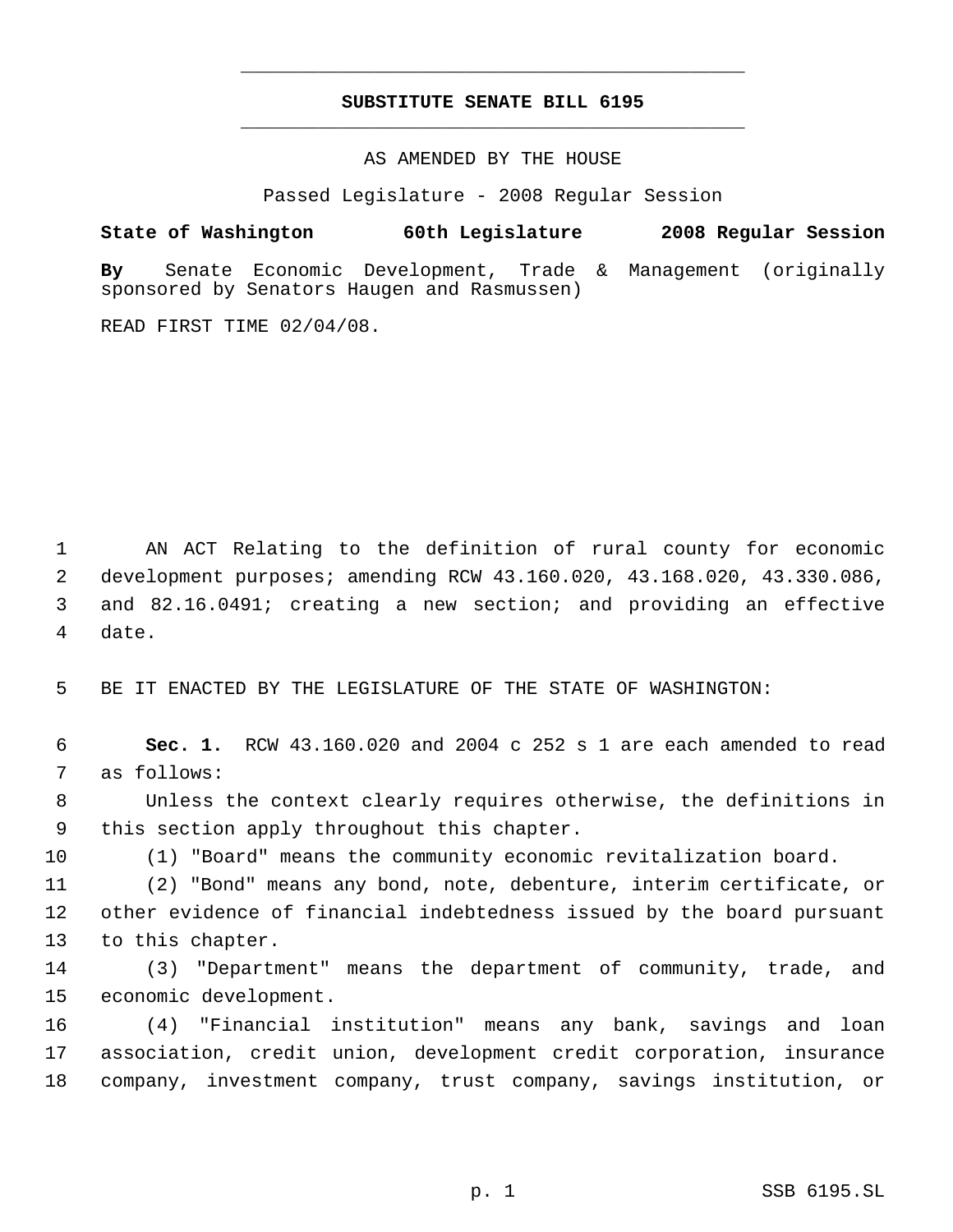# SUBSTITUTE SENATE BILL 6195

AS AMENDED BY THE HOUSE

Passed Legislature - 2008 Regular Session

**State of Washington 60th Legislature 2008 Regular Session**

**By** Senate Economic Development, Trade & Management (originally sponsored by Senators Haugen and Rasmussen)

READ FIRST TIME 02/04/08.

AN ACT Relating to the definition of rural county for economic development purposes; amending RCW 43.160.020, 43.168.020, 43.330.086, and 82.16.0491; creating a new section; and providing an effective date.

BE IT ENACTED BY THE LEGISLATURE OF THE STATE OF WASHINGTON:

**Sec. 1.** RCW 43.160.020 and 2004 c 252 s 1 are each amended to read as follows:

Unless the context clearly requires otherwise, the definitions in this section apply throughout this chapter.

(1) "Board" means the community economic revitalization board.

(2) "Bond" means any bond, note, debenture, interim certificate, or other evidence of financial indebtedness issued by the board pursuant to this chapter.

(3) "Department" means the department of community, trade, and economic development.

(4) "Financial institution" means any bank, savings and loan association, credit union, development credit corporation, insurance company, investment company, trust company, savings institution, or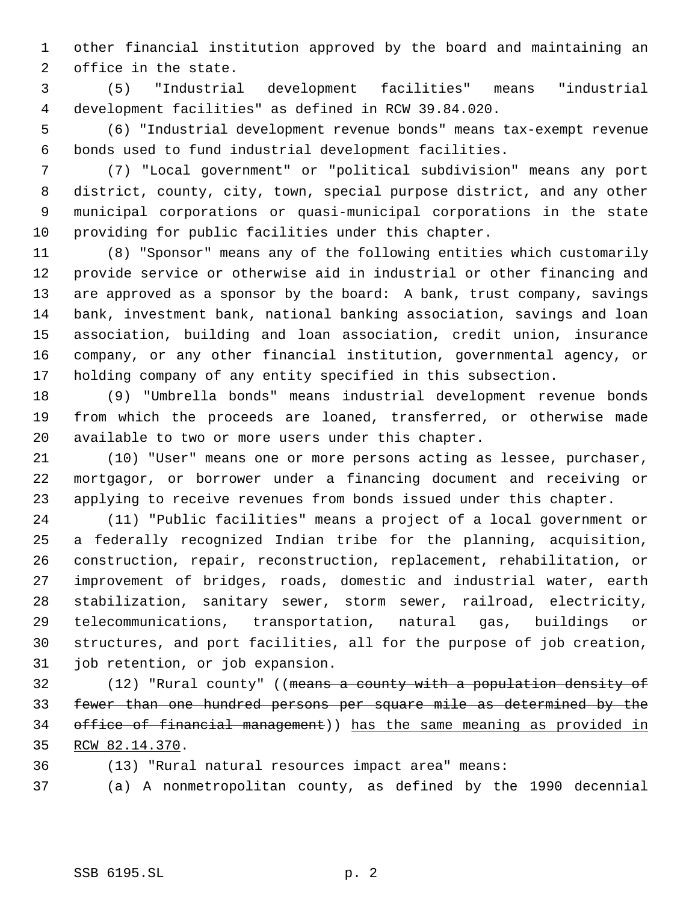other financial institution approved by the board and maintaining an office in the state.

(5) "Industrial development facilities" means "industrial development facilities" as defined in RCW 39.84.020.

(6) "Industrial development revenue bonds" means tax-exempt revenue bonds used to fund industrial development facilities.

(7) "Local government" or "political subdivision" means any port district, county, city, town, special purpose district, and any other municipal corporations or quasi-municipal corporations in the state providing for public facilities under this chapter.

(8) "Sponsor" means any of the following entities which customarily provide service or otherwise aid in industrial or other financing and are approved as a sponsor by the board: A bank, trust company, savings bank, investment bank, national banking association, savings and loan association, building and loan association, credit union, insurance company, or any other financial institution, governmental agency, or holding company of any entity specified in this subsection.

(9) "Umbrella bonds" means industrial development revenue bonds from which the proceeds are loaned, transferred, or otherwise made available to two or more users under this chapter.

(10) "User" means one or more persons acting as lessee, purchaser, mortgagor, or borrower under a financing document and receiving or applying to receive revenues from bonds issued under this chapter.

(11) "Public facilities" means a project of a local government or a federally recognized Indian tribe for the planning, acquisition, construction, repair, reconstruction, replacement, rehabilitation, or improvement of bridges, roads, domestic and industrial water, earth stabilization, sanitary sewer, storm sewer, railroad, electricity, telecommunications, transportation, natural gas, buildings or structures, and port facilities, all for the purpose of job creation, job retention, or job expansion.

(12) "Rural county" ((~~means a county with a population density of fewer than one hundred persons per square mile as determined by the office of financial management~~)) <u>has the same meaning as provided in RCW 82.14.370</u>.

(13) "Rural natural resources impact area" means:

(a) A nonmetropolitan county, as defined by the 1990 decennial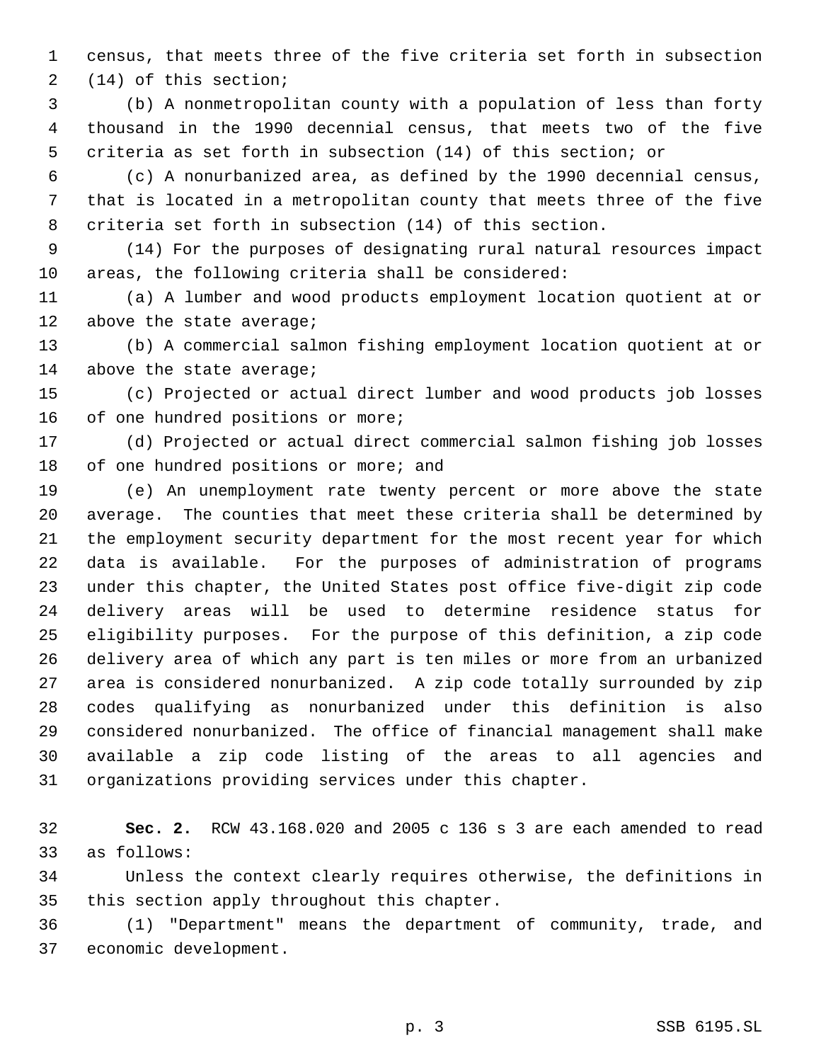census, that meets three of the five criteria set forth in subsection (14) of this section;

(b) A nonmetropolitan county with a population of less than forty thousand in the 1990 decennial census, that meets two of the five criteria as set forth in subsection (14) of this section; or

(c) A nonurbanized area, as defined by the 1990 decennial census, that is located in a metropolitan county that meets three of the five criteria set forth in subsection (14) of this section.

(14) For the purposes of designating rural natural resources impact areas, the following criteria shall be considered:

(a) A lumber and wood products employment location quotient at or above the state average;

(b) A commercial salmon fishing employment location quotient at or above the state average;

(c) Projected or actual direct lumber and wood products job losses of one hundred positions or more;

(d) Projected or actual direct commercial salmon fishing job losses of one hundred positions or more; and

(e) An unemployment rate twenty percent or more above the state average. The counties that meet these criteria shall be determined by the employment security department for the most recent year for which data is available. For the purposes of administration of programs under this chapter, the United States post office five-digit zip code delivery areas will be used to determine residence status for eligibility purposes. For the purpose of this definition, a zip code delivery area of which any part is ten miles or more from an urbanized area is considered nonurbanized. A zip code totally surrounded by zip codes qualifying as nonurbanized under this definition is also considered nonurbanized. The office of financial management shall make available a zip code listing of the areas to all agencies and organizations providing services under this chapter.

**Sec. 2.** RCW 43.168.020 and 2005 c 136 s 3 are each amended to read as follows:

Unless the context clearly requires otherwise, the definitions in this section apply throughout this chapter.

(1) "Department" means the department of community, trade, and economic development.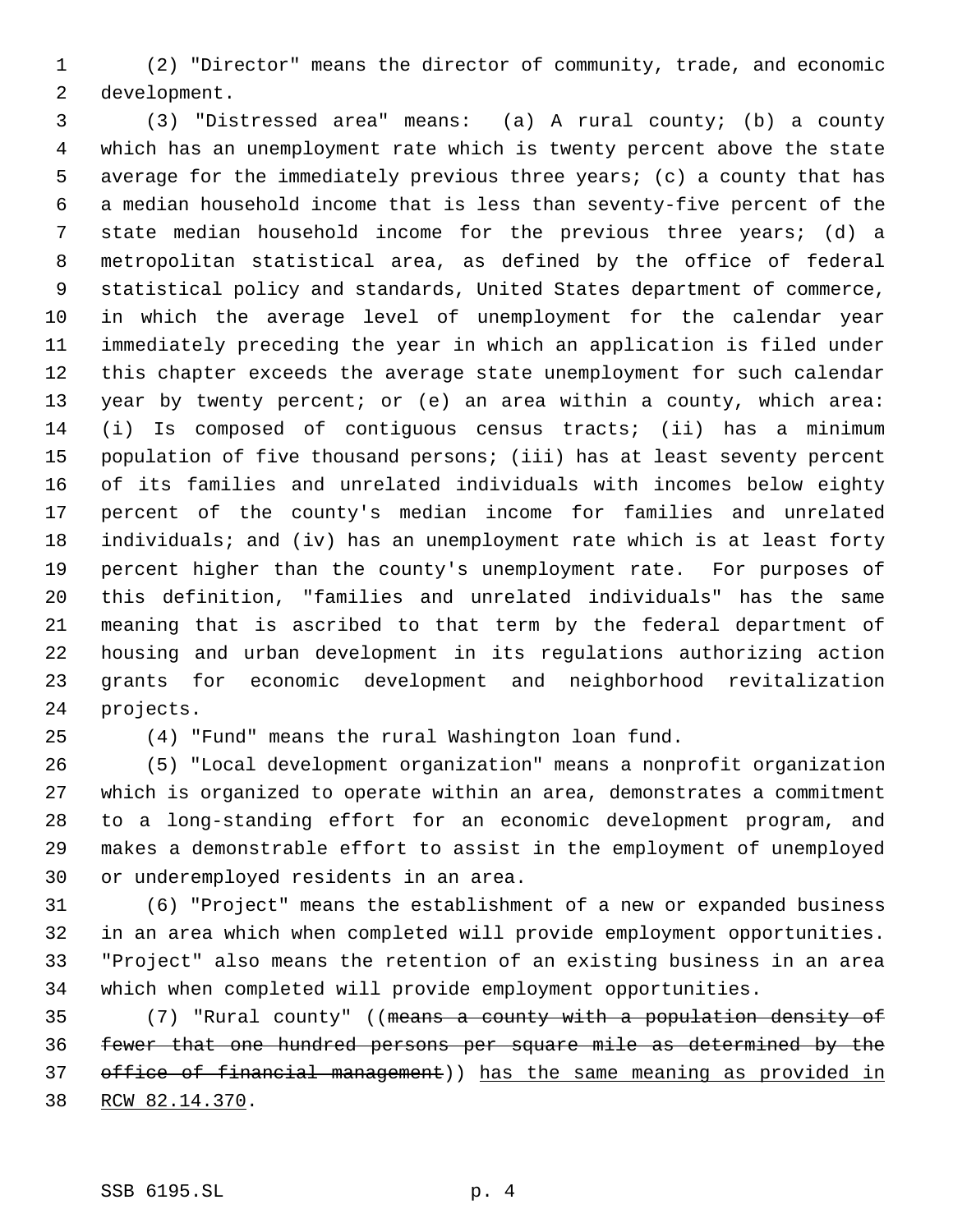(2) "Director" means the director of community, trade, and economic development.

(3) "Distressed area" means: (a) A rural county; (b) a county which has an unemployment rate which is twenty percent above the state average for the immediately previous three years; (c) a county that has a median household income that is less than seventy-five percent of the state median household income for the previous three years; (d) a metropolitan statistical area, as defined by the office of federal statistical policy and standards, United States department of commerce, in which the average level of unemployment for the calendar year immediately preceding the year in which an application is filed under this chapter exceeds the average state unemployment for such calendar year by twenty percent; or (e) an area within a county, which area: (i) Is composed of contiguous census tracts; (ii) has a minimum population of five thousand persons; (iii) has at least seventy percent of its families and unrelated individuals with incomes below eighty percent of the county's median income for families and unrelated individuals; and (iv) has an unemployment rate which is at least forty percent higher than the county's unemployment rate. For purposes of this definition, "families and unrelated individuals" has the same meaning that is ascribed to that term by the federal department of housing and urban development in its regulations authorizing action grants for economic development and neighborhood revitalization projects.

(4) "Fund" means the rural Washington loan fund.

(5) "Local development organization" means a nonprofit organization which is organized to operate within an area, demonstrates a commitment to a long-standing effort for an economic development program, and makes a demonstrable effort to assist in the employment of unemployed or underemployed residents in an area.

(6) "Project" means the establishment of a new or expanded business in an area which when completed will provide employment opportunities. "Project" also means the retention of an existing business in an area which when completed will provide employment opportunities.

(7) "Rural county" ((~~means a county with a population density of fewer that one hundred persons per square mile as determined by the office of financial management~~)) <u>has the same meaning as provided in RCW 82.14.370</u>.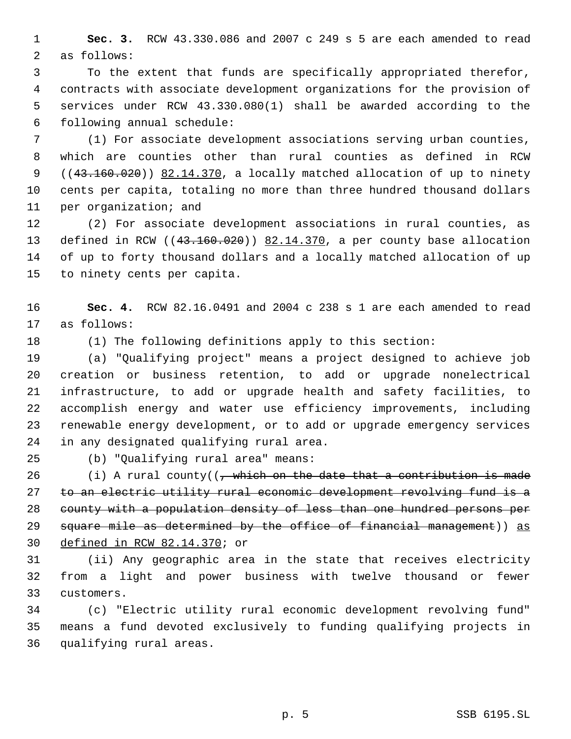**Sec. 3.** RCW 43.330.086 and 2007 c 249 s 5 are each amended to read as follows:

To the extent that funds are specifically appropriated therefor, contracts with associate development organizations for the provision of services under RCW 43.330.080(1) shall be awarded according to the following annual schedule:

(1) For associate development associations serving urban counties, which are counties other than rural counties as defined in RCW ((~~43.160.020~~)) <u>82.14.370</u>, a locally matched allocation of up to ninety cents per capita, totaling no more than three hundred thousand dollars per organization; and

(2) For associate development associations in rural counties, as defined in RCW ((~~43.160.020~~)) <u>82.14.370</u>, a per county base allocation of up to forty thousand dollars and a locally matched allocation of up to ninety cents per capita.

**Sec. 4.** RCW 82.16.0491 and 2004 c 238 s 1 are each amended to read as follows:

(1) The following definitions apply to this section:

(a) "Qualifying project" means a project designed to achieve job creation or business retention, to add or upgrade nonelectrical infrastructure, to add or upgrade health and safety facilities, to accomplish energy and water use efficiency improvements, including renewable energy development, or to add or upgrade emergency services in any designated qualifying rural area.

(b) "Qualifying rural area" means:

(i) A rural county((~~, which on the date that a contribution is made to an electric utility rural economic development revolving fund is a county with a population density of less than one hundred persons per square mile as determined by the office of financial management~~)) <u>as defined in RCW 82.14.370</u>; or

(ii) Any geographic area in the state that receives electricity from a light and power business with twelve thousand or fewer customers.

(c) "Electric utility rural economic development revolving fund" means a fund devoted exclusively to funding qualifying projects in qualifying rural areas.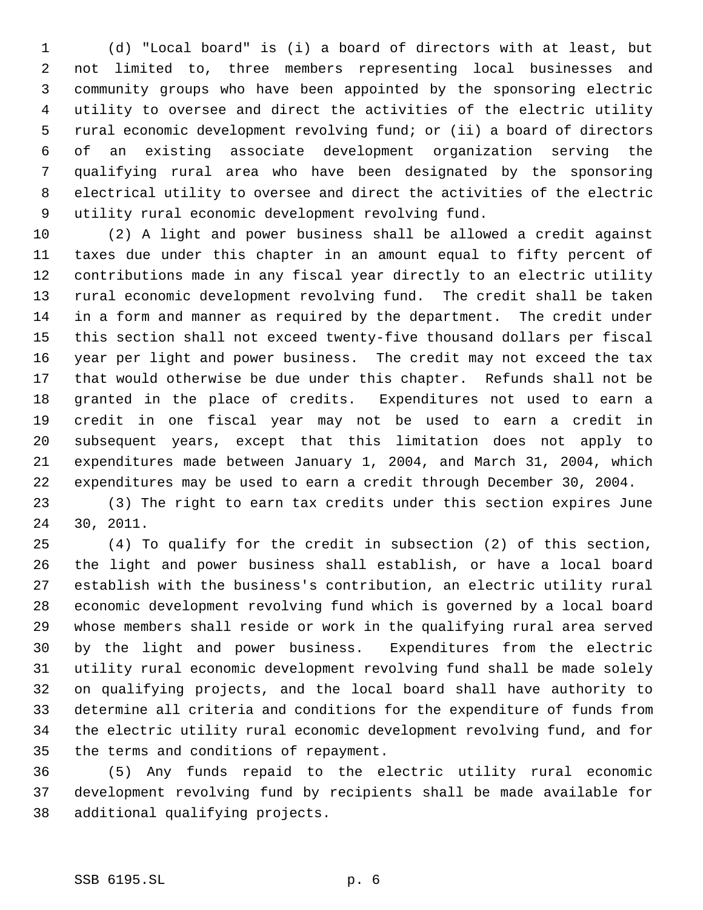(d) "Local board" is (i) a board of directors with at least, but not limited to, three members representing local businesses and community groups who have been appointed by the sponsoring electric utility to oversee and direct the activities of the electric utility rural economic development revolving fund; or (ii) a board of directors of an existing associate development organization serving the qualifying rural area who have been designated by the sponsoring electrical utility to oversee and direct the activities of the electric utility rural economic development revolving fund.

(2) A light and power business shall be allowed a credit against taxes due under this chapter in an amount equal to fifty percent of contributions made in any fiscal year directly to an electric utility rural economic development revolving fund. The credit shall be taken in a form and manner as required by the department. The credit under this section shall not exceed twenty-five thousand dollars per fiscal year per light and power business. The credit may not exceed the tax that would otherwise be due under this chapter. Refunds shall not be granted in the place of credits. Expenditures not used to earn a credit in one fiscal year may not be used to earn a credit in subsequent years, except that this limitation does not apply to expenditures made between January 1, 2004, and March 31, 2004, which expenditures may be used to earn a credit through December 30, 2004.

(3) The right to earn tax credits under this section expires June 30, 2011.

(4) To qualify for the credit in subsection (2) of this section, the light and power business shall establish, or have a local board establish with the business's contribution, an electric utility rural economic development revolving fund which is governed by a local board whose members shall reside or work in the qualifying rural area served by the light and power business. Expenditures from the electric utility rural economic development revolving fund shall be made solely on qualifying projects, and the local board shall have authority to determine all criteria and conditions for the expenditure of funds from the electric utility rural economic development revolving fund, and for the terms and conditions of repayment.

(5) Any funds repaid to the electric utility rural economic development revolving fund by recipients shall be made available for additional qualifying projects.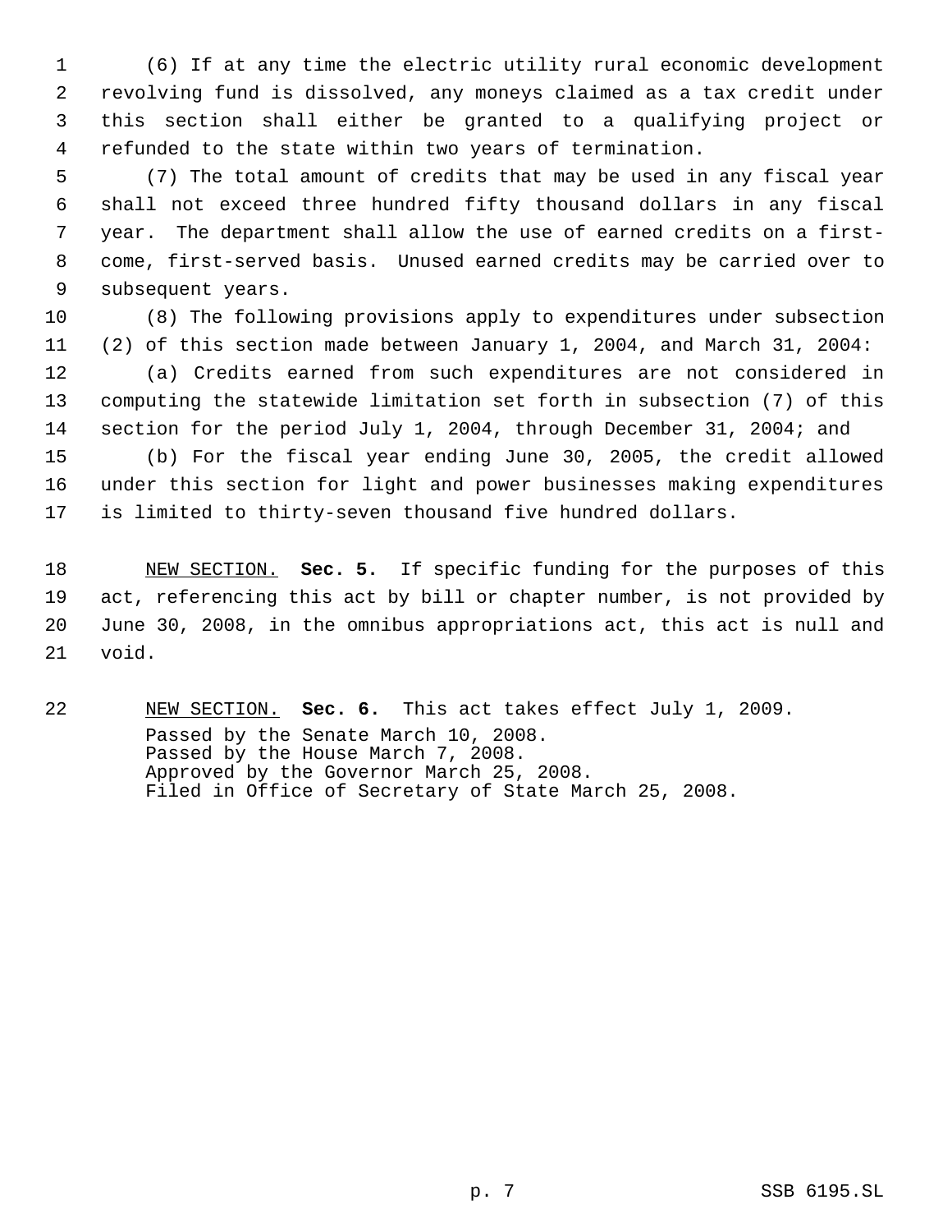(6) If at any time the electric utility rural economic development revolving fund is dissolved, any moneys claimed as a tax credit under this section shall either be granted to a qualifying project or refunded to the state within two years of termination.

(7) The total amount of credits that may be used in any fiscal year shall not exceed three hundred fifty thousand dollars in any fiscal year. The department shall allow the use of earned credits on a first-come, first-served basis. Unused earned credits may be carried over to subsequent years.

(8) The following provisions apply to expenditures under subsection (2) of this section made between January 1, 2004, and March 31, 2004:

(a) Credits earned from such expenditures are not considered in computing the statewide limitation set forth in subsection (7) of this section for the period July 1, 2004, through December 31, 2004; and

(b) For the fiscal year ending June 30, 2005, the credit allowed under this section for light and power businesses making expenditures is limited to thirty-seven thousand five hundred dollars.

NEW SECTION. **Sec. 5.** If specific funding for the purposes of this act, referencing this act by bill or chapter number, is not provided by June 30, 2008, in the omnibus appropriations act, this act is null and void.

NEW SECTION. **Sec. 6.** This act takes effect July 1, 2009.

Passed by the Senate March 10, 2008.
Passed by the House March 7, 2008.
Approved by the Governor March 25, 2008.
Filed in Office of Secretary of State March 25, 2008.